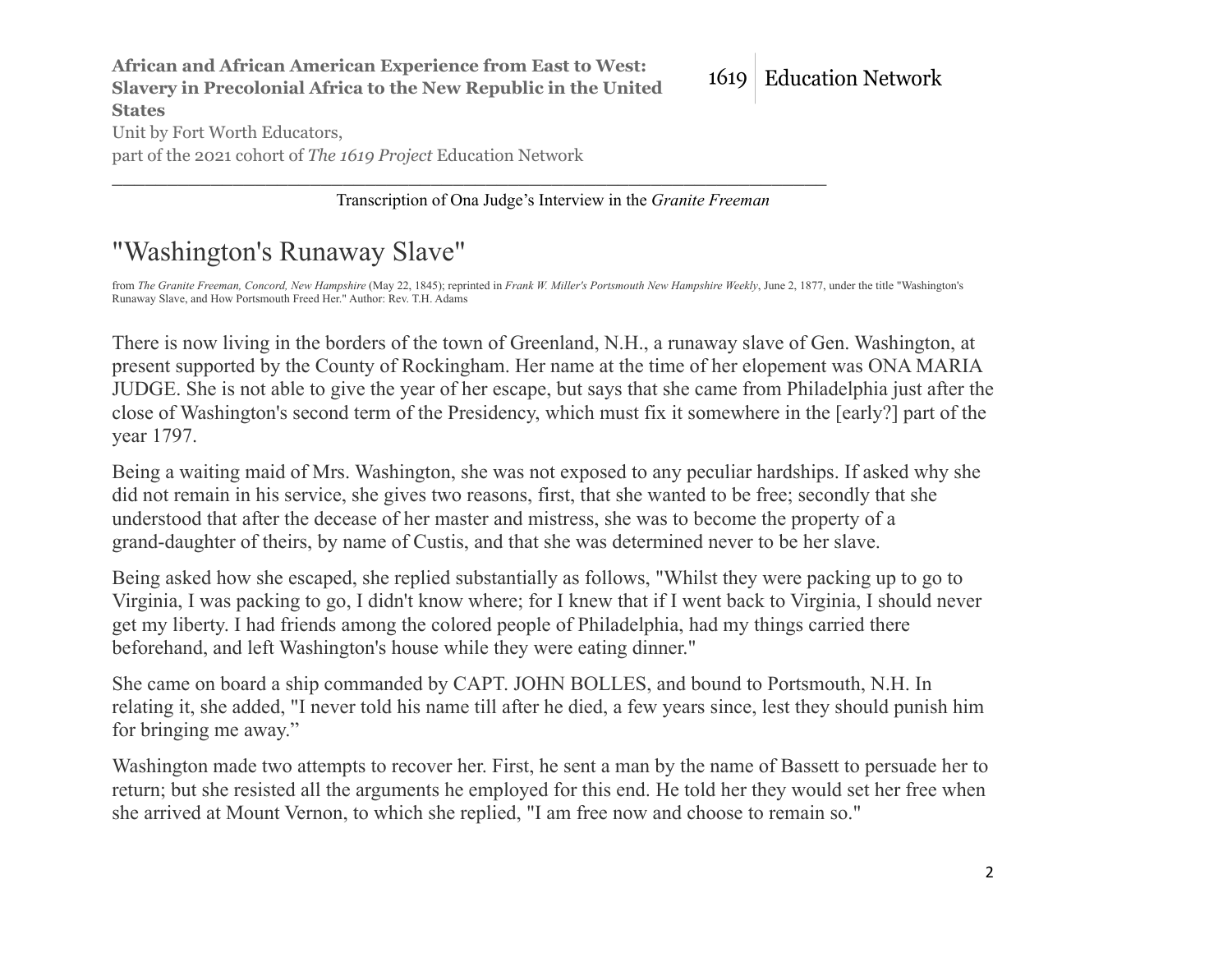**African and African American Experience from East to West: Slavery in Precolonial Africa to the New Republic in the United States**

Unit by Fort Worth Educators,
part of the 2021 cohort of *The 1619 Project* Education Network

1619 | Education Network

---

Transcription of Ona Judge's Interview in the *Granite Freeman*

# "Washington's Runaway Slave"

from *The Granite Freeman, Concord, New Hampshire* (May 22, 1845); reprinted in *Frank W. Miller's Portsmouth New Hampshire Weekly*, June 2, 1877, under the title "Washington's Runaway Slave, and How Portsmouth Freed Her." Author: Rev. T.H. Adams

There is now living in the borders of the town of Greenland, N.H., a runaway slave of Gen. Washington, at present supported by the County of Rockingham. Her name at the time of her elopement was ONA MARIA JUDGE. She is not able to give the year of her escape, but says that she came from Philadelphia just after the close of Washington's second term of the Presidency, which must fix it somewhere in the [early?] part of the year 1797.

Being a waiting maid of Mrs. Washington, she was not exposed to any peculiar hardships. If asked why she did not remain in his service, she gives two reasons, first, that she wanted to be free; secondly that she understood that after the decease of her master and mistress, she was to become the property of a grand-daughter of theirs, by name of Custis, and that she was determined never to be her slave.

Being asked how she escaped, she replied substantially as follows, "Whilst they were packing up to go to Virginia, I was packing to go, I didn't know where; for I knew that if I went back to Virginia, I should never get my liberty. I had friends among the colored people of Philadelphia, had my things carried there beforehand, and left Washington's house while they were eating dinner."

She came on board a ship commanded by CAPT. JOHN BOLLES, and bound to Portsmouth, N.H. In relating it, she added, "I never told his name till after he died, a few years since, lest they should punish him for bringing me away."

Washington made two attempts to recover her. First, he sent a man by the name of Bassett to persuade her to return; but she resisted all the arguments he employed for this end. He told her they would set her free when she arrived at Mount Vernon, to which she replied, "I am free now and choose to remain so."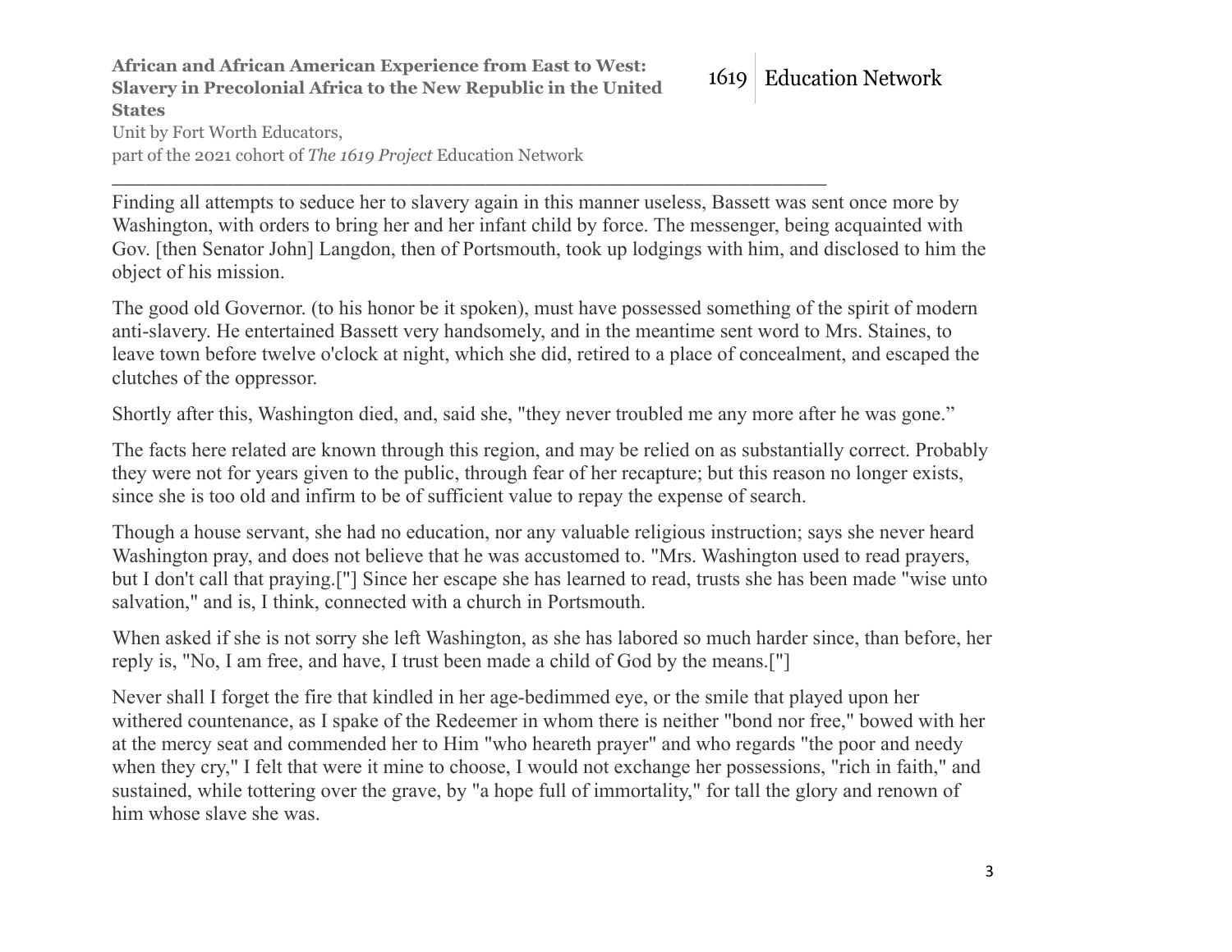Finding all attempts to seduce her to slavery again in this manner useless, Bassett was sent once more by Washington, with orders to bring her and her infant child by force. The messenger, being acquainted with Gov. [then Senator John] Langdon, then of Portsmouth, took up lodgings with him, and disclosed to him the object of his mission.

The good old Governor. (to his honor be it spoken), must have possessed something of the spirit of modern anti-slavery. He entertained Bassett very handsomely, and in the meantime sent word to Mrs. Staines, to leave town before twelve o'clock at night, which she did, retired to a place of concealment, and escaped the clutches of the oppressor.

Shortly after this, Washington died, and, said she, "they never troubled me any more after he was gone."

The facts here related are known through this region, and may be relied on as substantially correct. Probably they were not for years given to the public, through fear of her recapture; but this reason no longer exists, since she is too old and infirm to be of sufficient value to repay the expense of search.

Though a house servant, she had no education, nor any valuable religious instruction; says she never heard Washington pray, and does not believe that he was accustomed to. "Mrs. Washington used to read prayers, but I don't call that praying.["] Since her escape she has learned to read, trusts she has been made "wise unto salvation," and is, I think, connected with a church in Portsmouth.

When asked if she is not sorry she left Washington, as she has labored so much harder since, than before, her reply is, "No, I am free, and have, I trust been made a child of God by the means.["]

Never shall I forget the fire that kindled in her age-bedimmed eye, or the smile that played upon her withered countenance, as I spake of the Redeemer in whom there is neither "bond nor free," bowed with her at the mercy seat and commended her to Him "who heareth prayer" and who regards "the poor and needy when they cry," I felt that were it mine to choose, I would not exchange her possessions, "rich in faith," and sustained, while tottering over the grave, by "a hope full of immortality," for tall the glory and renown of him whose slave she was.